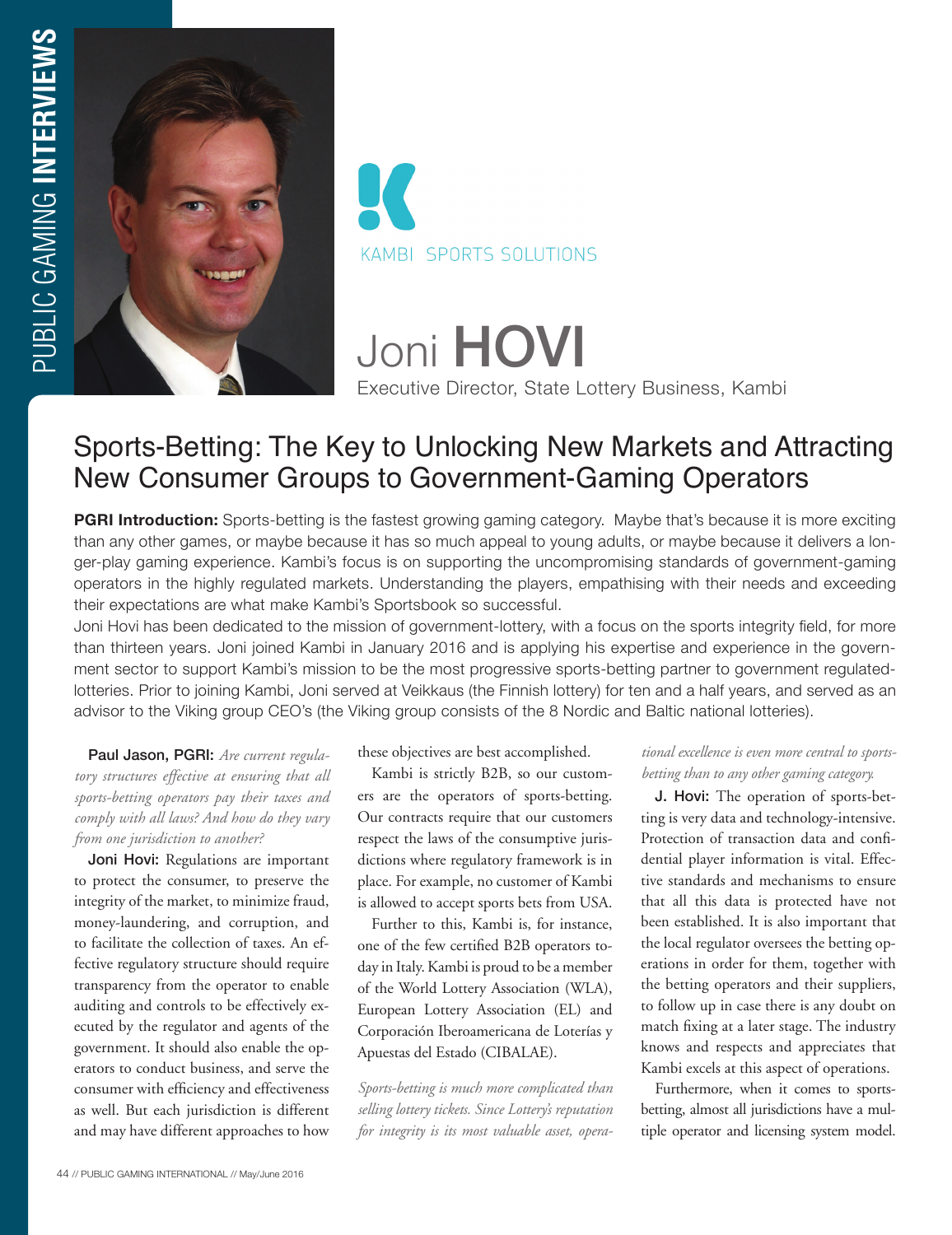KAMBI SPORTS SOLUTIONS

# Joni **HOVI**

Executive Director, State Lottery Business, Kambi

## Sports-Betting: The Key to Unlocking New Markets and Attracting New Consumer Groups to Government-Gaming Operators

**PGRI Introduction:** Sports-betting is the fastest growing gaming category. Maybe that's because it is more exciting than any other games, or maybe because it has so much appeal to young adults, or maybe because it delivers a longer-play gaming experience. Kambi's focus is on supporting the uncompromising standards of government-gaming operators in the highly regulated markets. Understanding the players, empathising with their needs and exceeding their expectations are what make Kambi's Sportsbook so successful.

Joni Hovi has been dedicated to the mission of government-lottery, with a focus on the sports integrity field, for more than thirteen years. Joni joined Kambi in January 2016 and is applying his expertise and experience in the government sector to support Kambi's mission to be the most progressive sports-betting partner to government regulated-lotteries. Prior to joining Kambi, Joni served at Veikkaus (the Finnish lottery) for ten and a half years, and served as an advisor to the Viking group CEO's (the Viking group consists of the 8 Nordic and Baltic national lotteries).

**Paul Jason, PGRI:** *Are current regulatory structures effective at ensuring that all sports-betting operators pay their taxes and comply with all laws? And how do they vary from one jurisdiction to another?*

**Joni Hovi:** Regulations are important to protect the consumer, to preserve the integrity of the market, to minimize fraud, money-laundering, and corruption, and to facilitate the collection of taxes. An effective regulatory structure should require transparency from the operator to enable auditing and controls to be effectively executed by the regulator and agents of the government. It should also enable the operators to conduct business, and serve the consumer with efficiency and effectiveness as well. But each jurisdiction is different and may have different approaches to how these objectives are best accomplished.

Kambi is strictly B2B, so our customers are the operators of sports-betting. Our contracts require that our customers respect the laws of the consumptive jurisdictions where regulatory framework is in place. For example, no customer of Kambi is allowed to accept sports bets from USA.

Further to this, Kambi is, for instance, one of the few certified B2B operators today in Italy. Kambi is proud to be a member of the World Lottery Association (WLA), European Lottery Association (EL) and Corporación Iberoamericana de Loterías y Apuestas del Estado (CIBALAE).

*Sports-betting is much more complicated than selling lottery tickets. Since Lottery's reputation for integrity is its most valuable asset, operational excellence is even more central to sports-betting than to any other gaming category.*

**J. Hovi:** The operation of sports-betting is very data and technology-intensive. Protection of transaction data and confidential player information is vital. Effective standards and mechanisms to ensure that all this data is protected have not been established. It is also important that the local regulator oversees the betting operations in order for them, together with the betting operators and their suppliers, to follow up in case there is any doubt on match fixing at a later stage. The industry knows and respects and appreciates that Kambi excels at this aspect of operations.

Furthermore, when it comes to sports-betting, almost all jurisdictions have a multiple operator and licensing system model.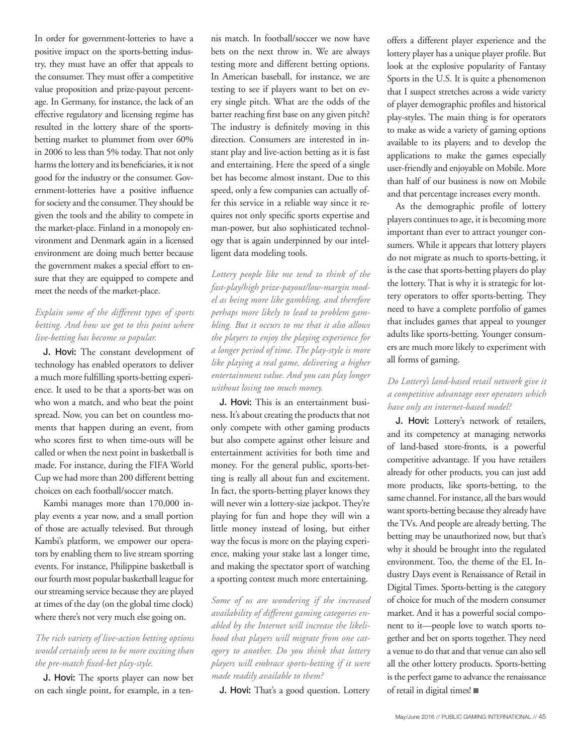In order for government-lotteries to have a positive impact on the sports-betting industry, they must have an offer that appeals to the consumer. They must offer a competitive value proposition and prize-payout percentage. In Germany, for instance, the lack of an effective regulatory and licensing regime has resulted in the lottery share of the sports-betting market to plummet from over 60% in 2006 to less than 5% today. That not only harms the lottery and its beneficiaries, it is not good for the industry or the consumer. Government-lotteries have a positive influence for society and the consumer. They should be given the tools and the ability to compete in the market-place. Finland in a monopoly environment and Denmark again in a licensed environment are doing much better because the government makes a special effort to ensure that they are equipped to compete and meet the needs of the market-place.

*Explain some of the different types of sports betting. And how we got to this point where live-betting has become so popular.*

**J. Hovi:** The constant development of technology has enabled operators to deliver a much more fulfilling sports-betting experience. It used to be that a sports-bet was on who won a match, and who beat the point spread. Now, you can bet on countless moments that happen during an event, from who scores first to when time-outs will be called or when the next point in basketball is made. For instance, during the FIFA World Cup we had more than 200 different betting choices on each football/soccer match.

Kambi manages more than 170,000 in-play events a year now, and a small portion of those are actually televised. But through Kambi's platform, we empower our operators by enabling them to live stream sporting events. For instance, Philippine basketball is our fourth most popular basketball league for our streaming service because they are played at times of the day (on the global time clock) where there's not very much else going on.

*The rich variety of live-action betting options would certainly seem to be more exciting than the pre-match fixed-bet play-style.*

**J. Hovi:** The sports player can now bet on each single point, for example, in a tennis match. In football/soccer we now have bets on the next throw in. We are always testing more and different betting options. In American baseball, for instance, we are testing to see if players want to bet on every single pitch. What are the odds of the batter reaching first base on any given pitch? The industry is definitely moving in this direction. Consumers are interested in instant play and live-action betting as it is fast and entertaining. Here the speed of a single bet has become almost instant. Due to this speed, only a few companies can actually offer this service in a reliable way since it requires not only specific sports expertise and man-power, but also sophisticated technology that is again underpinned by our intelligent data modeling tools.

*Lottery people like me tend to think of the fast-play/high prize-payout/low-margin model as being more like gambling, and therefore perhaps more likely to lead to problem gambling. But it occurs to me that it also allows the players to enjoy the playing experience for a longer period of time. The play-style is more like playing a real game, delivering a higher entertainment value. And you can play longer without losing too much money.*

**J. Hovi:** This is an entertainment business. It's about creating the products that not only compete with other gaming products but also compete against other leisure and entertainment activities for both time and money. For the general public, sports-betting is really all about fun and excitement. In fact, the sports-betting player knows they will never win a lottery-size jackpot. They're playing for fun and hope they will win a little money instead of losing, but either way the focus is more on the playing experience, making your stake last a longer time, and making the spectator sport of watching a sporting contest much more entertaining.

*Some of us are wondering if the increased availability of different gaming categories enabled by the Internet will increase the likelihood that players will migrate from one category to another. Do you think that lottery players will embrace sports-betting if it were made readily available to them?*

**J. Hovi:** That's a good question. Lottery offers a different player experience and the lottery player has a unique player profile. But look at the explosive popularity of Fantasy Sports in the U.S. It is quite a phenomenon that I suspect stretches across a wide variety of player demographic profiles and historical play-styles. The main thing is for operators to make as wide a variety of gaming options available to its players; and to develop the applications to make the games especially user-friendly and enjoyable on Mobile. More than half of our business is now on Mobile and that percentage increases every month.

As the demographic profile of lottery players continues to age, it is becoming more important than ever to attract younger consumers. While it appears that lottery players do not migrate as much to sports-betting, it is the case that sports-betting players do play the lottery. That is why it is strategic for lottery operators to offer sports-betting. They need to have a complete portfolio of games that includes games that appeal to younger adults like sports-betting. Younger consumers are much more likely to experiment with all forms of gaming.

*Do Lottery's land-based retail network give it a competitive advantage over operators which have only an internet-based model?*

**J. Hovi:** Lottery's network of retailers, and its competency at managing networks of land-based store-fronts, is a powerful competitive advantage. If you have retailers already for other products, you can just add more products, like sports-betting, to the same channel. For instance, all the bars would want sports-betting because they already have the TVs. And people are already betting. The betting may be unauthorized now, but that's why it should be brought into the regulated environment. Too, the theme of the EL Industry Days event is Renaissance of Retail in Digital Times. Sports-betting is the category of choice for much of the modern consumer market. And it has a powerful social component to it—people love to watch sports together and bet on sports together. They need a venue to do that and that venue can also sell all the other lottery products. Sports-betting is the perfect game to advance the renaissance of retail in digital times! ■